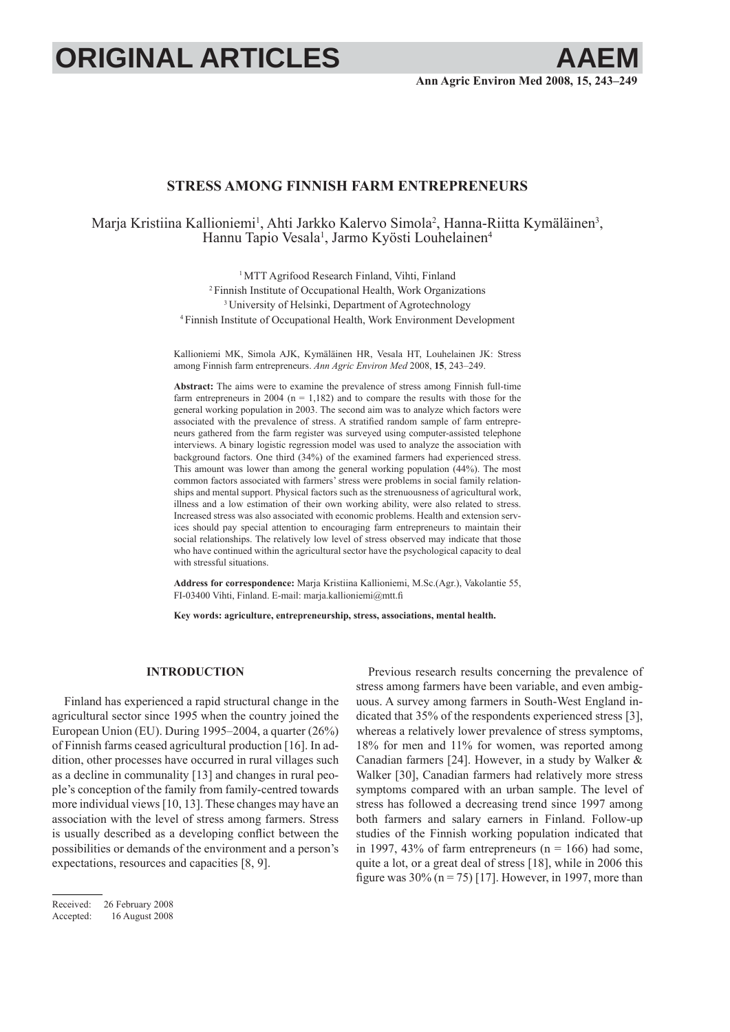# STRESS AMONG FINNISH FARM ENTREPRENEURS

Marja Kristiina Kallioniemi[1], Ahti Jarkko Kalervo Simola[2], Hanna-Riitta Kymäläinen[3], Hannu Tapio Vesala[1], Jarmo Kyösti Louhelainen[4]

[1] MTT Agrifood Research Finland, Vihti, Finland
[2] Finnish Institute of Occupational Health, Work Organizations
[3] University of Helsinki, Department of Agrotechnology
[4] Finnish Institute of Occupational Health, Work Environment Development

Kallioniemi MK, Simola AJK, Kymäläinen HR, Vesala HT, Louhelainen JK: Stress among Finnish farm entrepreneurs. *Ann Agric Environ Med* 2008, **15**, 243–249.

**Abstract:** The aims were to examine the prevalence of stress among Finnish full-time farm entrepreneurs in 2004 (n = 1,182) and to compare the results with those for the general working population in 2003. The second aim was to analyze which factors were associated with the prevalence of stress. A stratified random sample of farm entrepreneurs gathered from the farm register was surveyed using computer-assisted telephone interviews. A binary logistic regression model was used to analyze the association with background factors. One third (34%) of the examined farmers had experienced stress. This amount was lower than among the general working population (44%). The most common factors associated with farmers' stress were problems in social family relationships and mental support. Physical factors such as the strenuousness of agricultural work, illness and a low estimation of their own working ability, were also related to stress. Increased stress was also associated with economic problems. Health and extension services should pay special attention to encouraging farm entrepreneurs to maintain their social relationships. The relatively low level of stress observed may indicate that those who have continued within the agricultural sector have the psychological capacity to deal with stressful situations.

**Address for correspondence:** Marja Kristiina Kallioniemi, M.Sc.(Agr.), Vakolantie 55, FI-03400 Vihti, Finland. E-mail: marja.kallioniemi@mtt.fi

**Key words: agriculture, entrepreneurship, stress, associations, mental health.**

## INTRODUCTION

Finland has experienced a rapid structural change in the agricultural sector since 1995 when the country joined the European Union (EU). During 1995–2004, a quarter (26%) of Finnish farms ceased agricultural production [16]. In addition, other processes have occurred in rural villages such as a decline in communality [13] and changes in rural people's conception of the family from family-centred towards more individual views [10, 13]. These changes may have an association with the level of stress among farmers. Stress is usually described as a developing conflict between the possibilities or demands of the environment and a person's expectations, resources and capacities [8, 9].

Previous research results concerning the prevalence of stress among farmers have been variable, and even ambiguous. A survey among farmers in South-West England indicated that 35% of the respondents experienced stress [3], whereas a relatively lower prevalence of stress symptoms, 18% for men and 11% for women, was reported among Canadian farmers [24]. However, in a study by Walker & Walker [30], Canadian farmers had relatively more stress symptoms compared with an urban sample. The level of stress has followed a decreasing trend since 1997 among both farmers and salary earners in Finland. Follow-up studies of the Finnish working population indicated that in 1997, 43% of farm entrepreneurs (n = 166) had some, quite a lot, or a great deal of stress [18], while in 2006 this figure was 30% (n = 75) [17]. However, in 1997, more than

Received: 26 February 2008
Accepted: 16 August 2008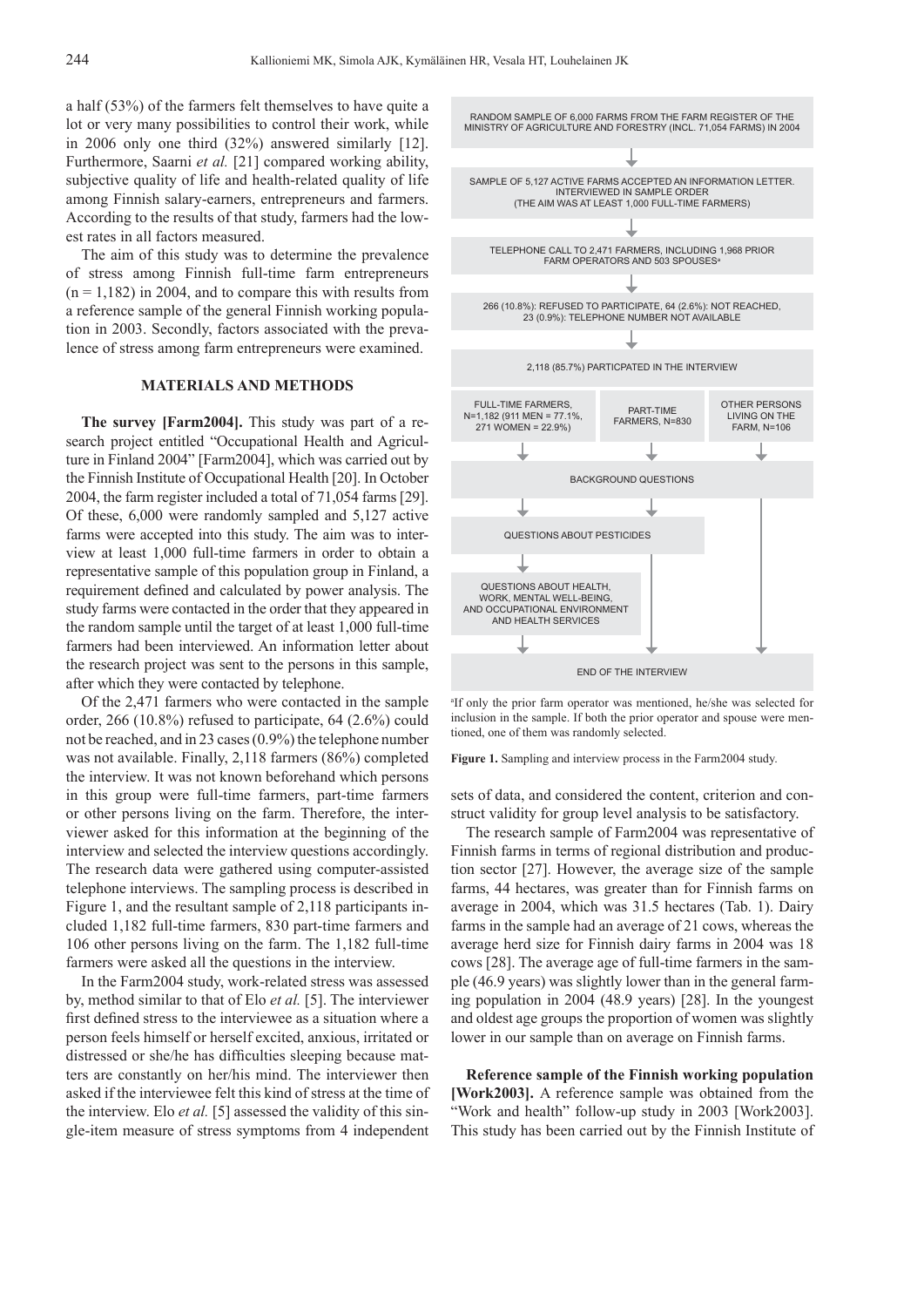a half (53%) of the farmers felt themselves to have quite a lot or very many possibilities to control their work, while in 2006 only one third (32%) answered similarly [12]. Furthermore, Saarni *et al.* [21] compared working ability, subjective quality of life and health-related quality of life among Finnish salary-earners, entrepreneurs and farmers. According to the results of that study, farmers had the lowest rates in all factors measured.

The aim of this study was to determine the prevalence of stress among Finnish full-time farm entrepreneurs (n = 1,182) in 2004, and to compare this with results from a reference sample of the general Finnish working population in 2003. Secondly, factors associated with the prevalence of stress among farm entrepreneurs were examined.

## MATERIALS AND METHODS

**The survey [Farm2004].** This study was part of a research project entitled "Occupational Health and Agriculture in Finland 2004" [Farm2004], which was carried out by the Finnish Institute of Occupational Health [20]. In October 2004, the farm register included a total of 71,054 farms [29]. Of these, 6,000 were randomly sampled and 5,127 active farms were accepted into this study. The aim was to interview at least 1,000 full-time farmers in order to obtain a representative sample of this population group in Finland, a requirement defined and calculated by power analysis. The study farms were contacted in the order that they appeared in the random sample until the target of at least 1,000 full-time farmers had been interviewed. An information letter about the research project was sent to the persons in this sample, after which they were contacted by telephone.

Of the 2,471 farmers who were contacted in the sample order, 266 (10.8%) refused to participate, 64 (2.6%) could not be reached, and in 23 cases (0.9%) the telephone number was not available. Finally, 2,118 farmers (86%) completed the interview. It was not known beforehand which persons in this group were full-time farmers, part-time farmers or other persons living on the farm. Therefore, the interviewer asked for this information at the beginning of the interview and selected the interview questions accordingly. The research data were gathered using computer-assisted telephone interviews. The sampling process is described in Figure 1, and the resultant sample of 2,118 participants included 1,182 full-time farmers, 830 part-time farmers and 106 other persons living on the farm. The 1,182 full-time farmers were asked all the questions in the interview.

In the Farm2004 study, work-related stress was assessed by, method similar to that of Elo *et al.* [5]. The interviewer first defined stress to the interviewee as a situation where a person feels himself or herself excited, anxious, irritated or distressed or she/he has difficulties sleeping because matters are constantly on her/his mind. The interviewer then asked if the interviewee felt this kind of stress at the time of the interview. Elo *et al.* [5] assessed the validity of this single-item measure of stress symptoms from 4 independent sets of data, and considered the content, criterion and construct validity for group level analysis to be satisfactory.

RANDOM SAMPLE OF 6,000 FARMS FROM THE FARM REGISTER OF THE MINISTRY OF AGRICULTURE AND FORESTRY (INCL. 71,054 FARMS) IN 2004

SAMPLE OF 5,127 ACTIVE FARMS ACCEPTED AN INFORMATION LETTER. INTERVIEWED IN SAMPLE ORDER (THE AIM WAS AT LEAST 1,000 FULL-TIME FARMERS)

TELEPHONE CALL TO 2,471 FARMERS, INCLUDING 1,968 PRIOR FARM OPERATORS AND 503 SPOUSES[a]

266 (10.8%): REFUSED TO PARTICIPATE, 64 (2.6%): NOT REACHED, 23 (0.9%): TELEPHONE NUMBER NOT AVAILABLE

2,118 (85.7%) PARTICPATED IN THE INTERVIEW

FULL-TIME FARMERS, N=1,182 (911 MEN = 77.1%, 271 WOMEN = 22.9%) | PART-TIME FARMERS, N=830 | OTHER PERSONS LIVING ON THE FARM, N=106

BACKGROUND QUESTIONS

QUESTIONS ABOUT PESTICIDES

QUESTIONS ABOUT HEALTH, WORK, MENTAL WELL-BEING, AND OCCUPATIONAL ENVIRONMENT AND HEALTH SERVICES

END OF THE INTERVIEW

[a]If only the prior farm operator was mentioned, he/she was selected for inclusion in the sample. If both the prior operator and spouse were mentioned, one of them was randomly selected.

**Figure 1.** Sampling and interview process in the Farm2004 study.

The research sample of Farm2004 was representative of Finnish farms in terms of regional distribution and production sector [27]. However, the average size of the sample farms, 44 hectares, was greater than for Finnish farms on average in 2004, which was 31.5 hectares (Tab. 1). Dairy farms in the sample had an average of 21 cows, whereas the average herd size for Finnish dairy farms in 2004 was 18 cows [28]. The average age of full-time farmers in the sample (46.9 years) was slightly lower than in the general farming population in 2004 (48.9 years) [28]. In the youngest and oldest age groups the proportion of women was slightly lower in our sample than on average on Finnish farms.

**Reference sample of the Finnish working population [Work2003].** A reference sample was obtained from the "Work and health" follow-up study in 2003 [Work2003]. This study has been carried out by the Finnish Institute of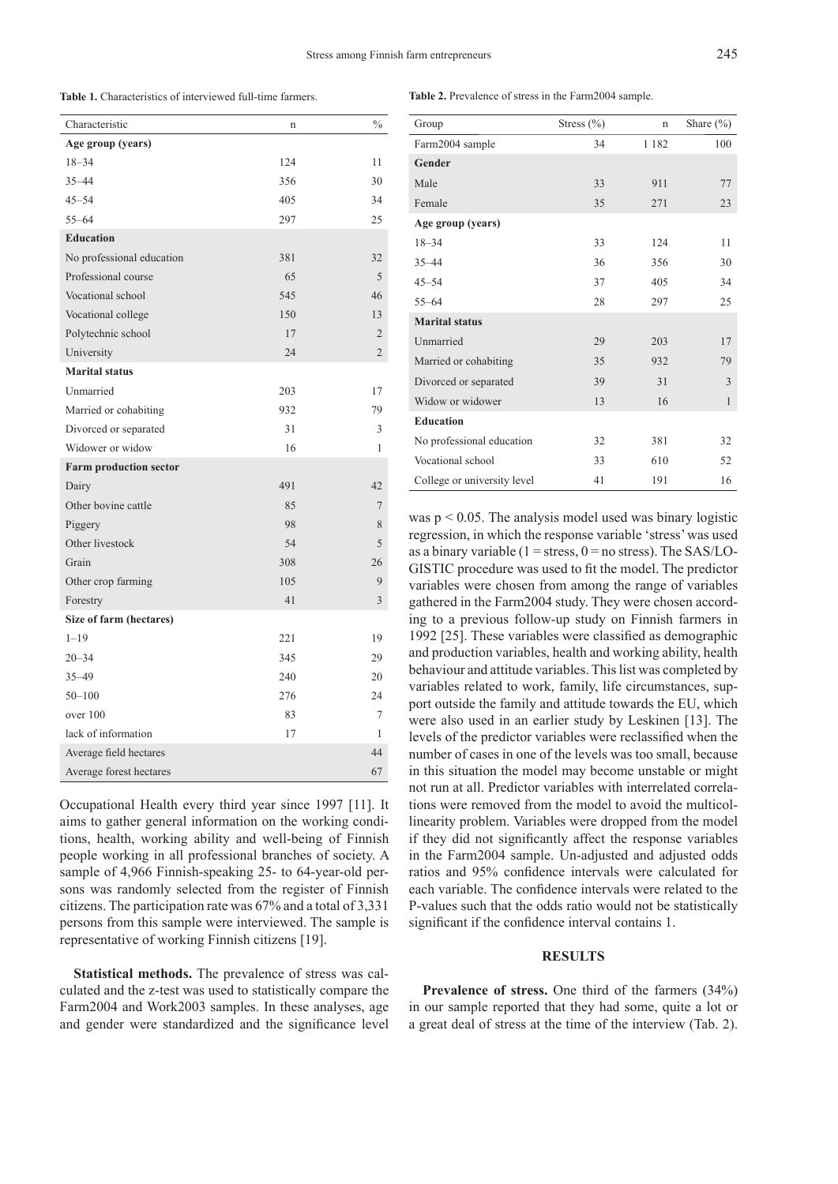**Table 1.** Characteristics of interviewed full-time farmers.

| Characteristic | n | % |
|---|---|---|
| **Age group (years)** | | |
| 18–34 | 124 | 11 |
| 35–44 | 356 | 30 |
| 45–54 | 405 | 34 |
| 55–64 | 297 | 25 |
| **Education** | | |
| No professional education | 381 | 32 |
| Professional course | 65 | 5 |
| Vocational school | 545 | 46 |
| Vocational college | 150 | 13 |
| Polytechnic school | 17 | 2 |
| University | 24 | 2 |
| **Marital status** | | |
| Unmarried | 203 | 17 |
| Married or cohabiting | 932 | 79 |
| Divorced or separated | 31 | 3 |
| Widower or widow | 16 | 1 |
| **Farm production sector** | | |
| Dairy | 491 | 42 |
| Other bovine cattle | 85 | 7 |
| Piggery | 98 | 8 |
| Other livestock | 54 | 5 |
| Grain | 308 | 26 |
| Other crop farming | 105 | 9 |
| Forestry | 41 | 3 |
| **Size of farm (hectares)** | | |
| 1–19 | 221 | 19 |
| 20–34 | 345 | 29 |
| 35–49 | 240 | 20 |
| 50–100 | 276 | 24 |
| over 100 | 83 | 7 |
| lack of information | 17 | 1 |
| Average field hectares | | 44 |
| Average forest hectares | | 67 |

Occupational Health every third year since 1997 [11]. It aims to gather general information on the working conditions, health, working ability and well-being of Finnish people working in all professional branches of society. A sample of 4,966 Finnish-speaking 25- to 64-year-old persons was randomly selected from the register of Finnish citizens. The participation rate was 67% and a total of 3,331 persons from this sample were interviewed. The sample is representative of working Finnish citizens [19].

**Statistical methods.** The prevalence of stress was calculated and the z-test was used to statistically compare the Farm2004 and Work2003 samples. In these analyses, age and gender were standardized and the significance level was $p < 0.05$. The analysis model used was binary logistic regression, in which the response variable 'stress' was used as a binary variable (1 = stress, 0 = no stress). The SAS/LOGISTIC procedure was used to fit the model. The predictor variables were chosen from among the range of variables gathered in the Farm2004 study. They were chosen according to a previous follow-up study on Finnish farmers in 1992 [25]. These variables were classified as demographic and production variables, health and working ability, health behaviour and attitude variables. This list was completed by variables related to work, family, life circumstances, support outside the family and attitude towards the EU, which were also used in an earlier study by Leskinen [13]. The levels of the predictor variables were reclassified when the number of cases in one of the levels was too small, because in this situation the model may become unstable or might not run at all. Predictor variables with interrelated correlations were removed from the model to avoid the multicollinearity problem. Variables were dropped from the model if they did not significantly affect the response variables in the Farm2004 sample. Un-adjusted and adjusted odds ratios and 95% confidence intervals were calculated for each variable. The confidence intervals were related to the P-values such that the odds ratio would not be statistically significant if the confidence interval contains 1.

**Table 2.** Prevalence of stress in the Farm2004 sample.

| Group | Stress (%) | n | Share (%) |
|---|---|---|---|
| Farm2004 sample | 34 | 1 182 | 100 |
| **Gender** | | | |
| Male | 33 | 911 | 77 |
| Female | 35 | 271 | 23 |
| **Age group (years)** | | | |
| 18–34 | 33 | 124 | 11 |
| 35–44 | 36 | 356 | 30 |
| 45–54 | 37 | 405 | 34 |
| 55–64 | 28 | 297 | 25 |
| **Marital status** | | | |
| Unmarried | 29 | 203 | 17 |
| Married or cohabiting | 35 | 932 | 79 |
| Divorced or separated | 39 | 31 | 3 |
| Widow or widower | 13 | 16 | 1 |
| **Education** | | | |
| No professional education | 32 | 381 | 32 |
| Vocational school | 33 | 610 | 52 |
| College or university level | 41 | 191 | 16 |

## RESULTS

**Prevalence of stress.** One third of the farmers (34%) in our sample reported that they had some, quite a lot or a great deal of stress at the time of the interview (Tab. 2).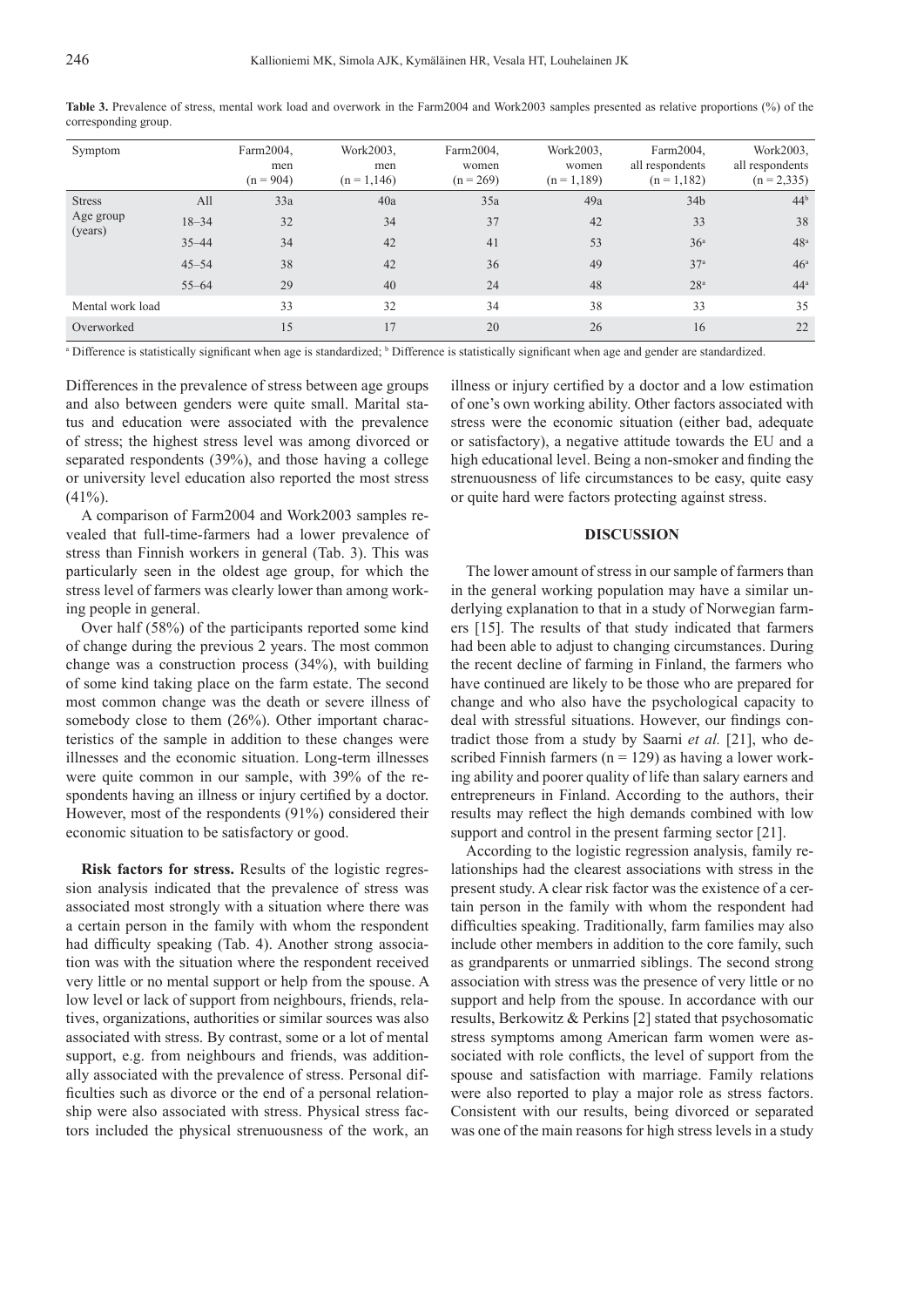**Table 3.** Prevalence of stress, mental work load and overwork in the Farm2004 and Work2003 samples presented as relative proportions (%) of the corresponding group.

| Symptom | | Farm2004, men (n = 904) | Work2003, men (n = 1,146) | Farm2004, women (n = 269) | Work2003, women (n = 1,189) | Farm2004, all respondents (n = 1,182) | Work2003, all respondents (n = 2,335) |
|---|---|---|---|---|---|---|---|
| Stress | All | 33a | 40a | 35a | 49a | 34b | 44[b] |
| Age group (years) | 18–34 | 32 | 34 | 37 | 42 | 33 | 38 |
| | 35–44 | 34 | 42 | 41 | 53 | 36[a] | 48[a] |
| | 45–54 | 38 | 42 | 36 | 49 | 37[a] | 46[a] |
| | 55–64 | 29 | 40 | 24 | 48 | 28[a] | 44[a] |
| Mental work load | | 33 | 32 | 34 | 38 | 33 | 35 |
| Overworked | | 15 | 17 | 20 | 26 | 16 | 22 |

[a] Difference is statistically significant when age is standardized; [b] Difference is statistically significant when age and gender are standardized.

Differences in the prevalence of stress between age groups and also between genders were quite small. Marital status and education were associated with the prevalence of stress; the highest stress level was among divorced or separated respondents (39%), and those having a college or university level education also reported the most stress (41%).

A comparison of Farm2004 and Work2003 samples revealed that full-time-farmers had a lower prevalence of stress than Finnish workers in general (Tab. 3). This was particularly seen in the oldest age group, for which the stress level of farmers was clearly lower than among working people in general.

Over half (58%) of the participants reported some kind of change during the previous 2 years. The most common change was a construction process (34%), with building of some kind taking place on the farm estate. The second most common change was the death or severe illness of somebody close to them (26%). Other important characteristics of the sample in addition to these changes were illnesses and the economic situation. Long-term illnesses were quite common in our sample, with 39% of the respondents having an illness or injury certified by a doctor. However, most of the respondents (91%) considered their economic situation to be satisfactory or good.

**Risk factors for stress.** Results of the logistic regression analysis indicated that the prevalence of stress was associated most strongly with a situation where there was a certain person in the family with whom the respondent had difficulty speaking (Tab. 4). Another strong association was with the situation where the respondent received very little or no mental support or help from the spouse. A low level or lack of support from neighbours, friends, relatives, organizations, authorities or similar sources was also associated with stress. By contrast, some or a lot of mental support, e.g. from neighbours and friends, was additionally associated with the prevalence of stress. Personal difficulties such as divorce or the end of a personal relationship were also associated with stress. Physical stress factors included the physical strenuousness of the work, an illness or injury certified by a doctor and a low estimation of one's own working ability. Other factors associated with stress were the economic situation (either bad, adequate or satisfactory), a negative attitude towards the EU and a high educational level. Being a non-smoker and finding the strenuousness of life circumstances to be easy, quite easy or quite hard were factors protecting against stress.

## DISCUSSION

The lower amount of stress in our sample of farmers than in the general working population may have a similar underlying explanation to that in a study of Norwegian farmers [15]. The results of that study indicated that farmers had been able to adjust to changing circumstances. During the recent decline of farming in Finland, the farmers who have continued are likely to be those who are prepared for change and who also have the psychological capacity to deal with stressful situations. However, our findings contradict those from a study by Saarni *et al.* [21], who described Finnish farmers (n = 129) as having a lower working ability and poorer quality of life than salary earners and entrepreneurs in Finland. According to the authors, their results may reflect the high demands combined with low support and control in the present farming sector [21].

According to the logistic regression analysis, family relationships had the clearest associations with stress in the present study. A clear risk factor was the existence of a certain person in the family with whom the respondent had difficulties speaking. Traditionally, farm families may also include other members in addition to the core family, such as grandparents or unmarried siblings. The second strong association with stress was the presence of very little or no support and help from the spouse. In accordance with our results, Berkowitz & Perkins [2] stated that psychosomatic stress symptoms among American farm women were associated with role conflicts, the level of support from the spouse and satisfaction with marriage. Family relations were also reported to play a major role as stress factors. Consistent with our results, being divorced or separated was one of the main reasons for high stress levels in a study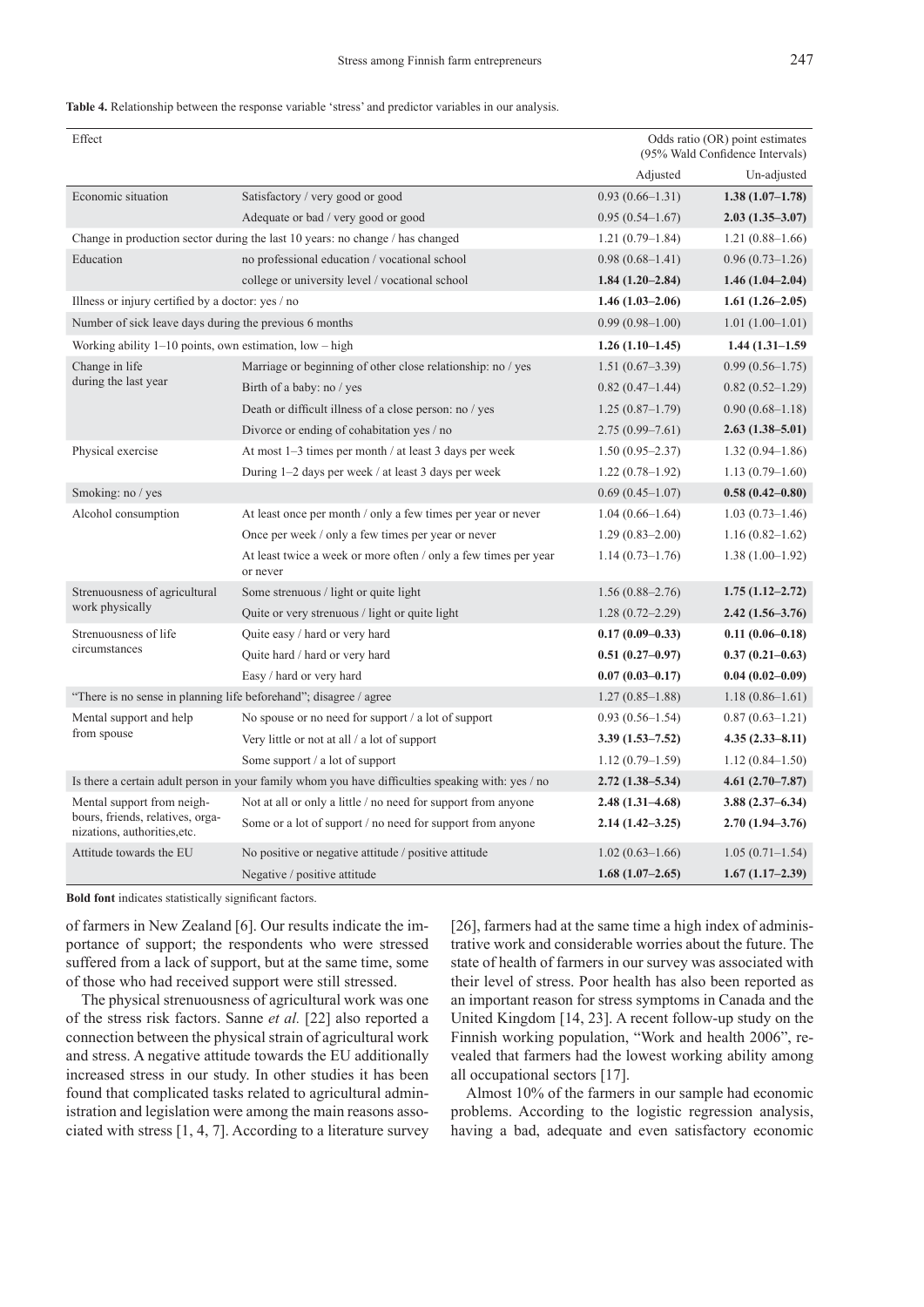**Table 4.** Relationship between the response variable 'stress' and predictor variables in our analysis.

| Effect | | Odds ratio (OR) point estimates (95% Wald Confidence Intervals) | |
|---|---|---|---|
| | | Adjusted | Un-adjusted |
| Economic situation | Satisfactory / very good or good | 0.93 (0.66–1.31) | **1.38 (1.07–1.78)** |
| | Adequate or bad / very good or good | 0.95 (0.54–1.67) | **2.03 (1.35–3.07)** |
| Change in production sector during the last 10 years: no change / has changed | | 1.21 (0.79–1.84) | 1.21 (0.88–1.66) |
| Education | no professional education / vocational school | 0.98 (0.68–1.41) | 0.96 (0.73–1.26) |
| | college or university level / vocational school | **1.84 (1.20–2.84)** | **1.46 (1.04–2.04)** |
| Illness or injury certified by a doctor: yes / no | | **1.46 (1.03–2.06)** | **1.61 (1.26–2.05)** |
| Number of sick leave days during the previous 6 months | | 0.99 (0.98–1.00) | 1.01 (1.00–1.01) |
| Working ability 1–10 points, own estimation, low – high | | **1.26 (1.10–1.45)** | **1.44 (1.31–1.59** |
| Change in life during the last year | Marriage or beginning of other close relationship: no / yes | 1.51 (0.67–3.39) | 0.99 (0.56–1.75) |
| | Birth of a baby: no / yes | 0.82 (0.47–1.44) | 0.82 (0.52–1.29) |
| | Death or difficult illness of a close person: no / yes | 1.25 (0.87–1.79) | 0.90 (0.68–1.18) |
| | Divorce or ending of cohabitation yes / no | 2.75 (0.99–7.61) | **2.63 (1.38–5.01)** |
| Physical exercise | At most 1–3 times per month / at least 3 days per week | 1.50 (0.95–2.37) | 1.32 (0.94–1.86) |
| | During 1–2 days per week / at least 3 days per week | 1.22 (0.78–1.92) | 1.13 (0.79–1.60) |
| Smoking: no / yes | | 0.69 (0.45–1.07) | **0.58 (0.42–0.80)** |
| Alcohol consumption | At least once per month / only a few times per year or never | 1.04 (0.66–1.64) | 1.03 (0.73–1.46) |
| | Once per week / only a few times per year or never | 1.29 (0.83–2.00) | 1.16 (0.82–1.62) |
| | At least twice a week or more often / only a few times per year or never | 1.14 (0.73–1.76) | 1.38 (1.00–1.92) |
| Strenuousness of agricultural work physically | Some strenuous / light or quite light | 1.56 (0.88–2.76) | **1.75 (1.12–2.72)** |
| | Quite or very strenuous / light or quite light | 1.28 (0.72–2.29) | **2.42 (1.56–3.76)** |
| Strenuousness of life circumstances | Quite easy / hard or very hard | **0.17 (0.09–0.33)** | **0.11 (0.06–0.18)** |
| | Quite hard / hard or very hard | **0.51 (0.27–0.97)** | **0.37 (0.21–0.63)** |
| | Easy / hard or very hard | **0.07 (0.03–0.17)** | **0.04 (0.02–0.09)** |
| "There is no sense in planning life beforehand"; disagree / agree | | 1.27 (0.85–1.88) | 1.18 (0.86–1.61) |
| Mental support and help from spouse | No spouse or no need for support / a lot of support | 0.93 (0.56–1.54) | 0.87 (0.63–1.21) |
| | Very little or not at all / a lot of support | **3.39 (1.53–7.52)** | **4.35 (2.33–8.11)** |
| | Some support / a lot of support | 1.12 (0.79–1.59) | 1.12 (0.84–1.50) |
| Is there a certain adult person in your family whom you have difficulties speaking with: yes / no | | **2.72 (1.38–5.34)** | **4.61 (2.70–7.87)** |
| Mental support from neighbours, friends, relatives, organizations, authorities,etc. | Not at all or only a little / no need for support from anyone | **2.48 (1.31–4.68)** | **3.88 (2.37–6.34)** |
| | Some or a lot of support / no need for support from anyone | **2.14 (1.42–3.25)** | **2.70 (1.94–3.76)** |
| Attitude towards the EU | No positive or negative attitude / positive attitude | 1.02 (0.63–1.66) | 1.05 (0.71–1.54) |
| | Negative / positive attitude | **1.68 (1.07–2.65)** | **1.67 (1.17–2.39)** |

**Bold font** indicates statistically significant factors.

of farmers in New Zealand [6]. Our results indicate the importance of support; the respondents who were stressed suffered from a lack of support, but at the same time, some of those who had received support were still stressed.

The physical strenuousness of agricultural work was one of the stress risk factors. Sanne *et al.* [22] also reported a connection between the physical strain of agricultural work and stress. A negative attitude towards the EU additionally increased stress in our study. In other studies it has been found that complicated tasks related to agricultural administration and legislation were among the main reasons associated with stress [1, 4, 7]. According to a literature survey [26], farmers had at the same time a high index of administrative work and considerable worries about the future. The state of health of farmers in our survey was associated with their level of stress. Poor health has also been reported as an important reason for stress symptoms in Canada and the United Kingdom [14, 23]. A recent follow-up study on the Finnish working population, "Work and health 2006", revealed that farmers had the lowest working ability among all occupational sectors [17].

Almost 10% of the farmers in our sample had economic problems. According to the logistic regression analysis, having a bad, adequate and even satisfactory economic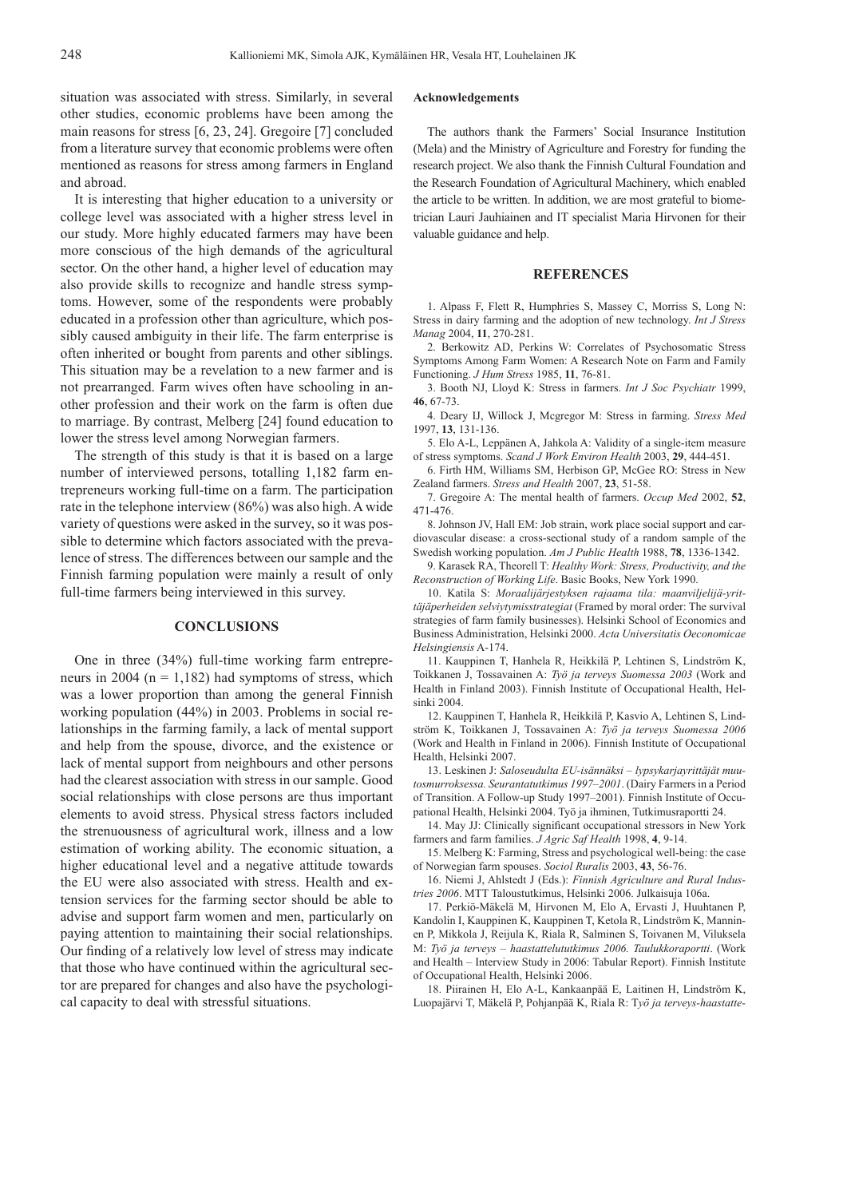situation was associated with stress. Similarly, in several other studies, economic problems have been among the main reasons for stress [6, 23, 24]. Gregoire [7] concluded from a literature survey that economic problems were often mentioned as reasons for stress among farmers in England and abroad.

It is interesting that higher education to a university or college level was associated with a higher stress level in our study. More highly educated farmers may have been more conscious of the high demands of the agricultural sector. On the other hand, a higher level of education may also provide skills to recognize and handle stress symptoms. However, some of the respondents were probably educated in a profession other than agriculture, which possibly caused ambiguity in their life. The farm enterprise is often inherited or bought from parents and other siblings. This situation may be a revelation to a new farmer and is not prearranged. Farm wives often have schooling in another profession and their work on the farm is often due to marriage. By contrast, Melberg [24] found education to lower the stress level among Norwegian farmers.

The strength of this study is that it is based on a large number of interviewed persons, totalling 1,182 farm entrepreneurs working full-time on a farm. The participation rate in the telephone interview (86%) was also high. A wide variety of questions were asked in the survey, so it was possible to determine which factors associated with the prevalence of stress. The differences between our sample and the Finnish farming population were mainly a result of only full-time farmers being interviewed in this survey.

## CONCLUSIONS

One in three (34%) full-time working farm entrepreneurs in 2004 (n = 1,182) had symptoms of stress, which was a lower proportion than among the general Finnish working population (44%) in 2003. Problems in social relationships in the farming family, a lack of mental support and help from the spouse, divorce, and the existence or lack of mental support from neighbours and other persons had the clearest association with stress in our sample. Good social relationships with close persons are thus important elements to avoid stress. Physical stress factors included the strenuousness of agricultural work, illness and a low estimation of working ability. The economic situation, a higher educational level and a negative attitude towards the EU were also associated with stress. Health and extension services for the farming sector should be able to advise and support farm women and men, particularly on paying attention to maintaining their social relationships. Our finding of a relatively low level of stress may indicate that those who have continued within the agricultural sector are prepared for changes and also have the psychological capacity to deal with stressful situations.

### Acknowledgements

The authors thank the Farmers' Social Insurance Institution (Mela) and the Ministry of Agriculture and Forestry for funding the research project. We also thank the Finnish Cultural Foundation and the Research Foundation of Agricultural Machinery, which enabled the article to be written. In addition, we are most grateful to biometrician Lauri Jauhiainen and IT specialist Maria Hirvonen for their valuable guidance and help.

## REFERENCES

1. Alpass F, Flett R, Humphries S, Massey C, Morriss S, Long N: Stress in dairy farming and the adoption of new technology. *Int J Stress Manag* 2004, **11**, 270-281.

2. Berkowitz AD, Perkins W: Correlates of Psychosomatic Stress Symptoms Among Farm Women: A Research Note on Farm and Family Functioning. *J Hum Stress* 1985, **11**, 76-81.

3. Booth NJ, Lloyd K: Stress in farmers. *Int J Soc Psychiatr* 1999, **46**, 67-73.

4. Deary IJ, Willock J, Mcgregor M: Stress in farming. *Stress Med* 1997, **13**, 131-136.

5. Elo A-L, Leppänen A, Jahkola A: Validity of a single-item measure of stress symptoms. *Scand J Work Environ Health* 2003, **29**, 444-451.

6. Firth HM, Williams SM, Herbison GP, McGee RO: Stress in New Zealand farmers. *Stress and Health* 2007, **23**, 51-58.

7. Gregoire A: The mental health of farmers. *Occup Med* 2002, **52**, 471-476.

8. Johnson JV, Hall EM: Job strain, work place social support and cardiovascular disease: a cross-sectional study of a random sample of the Swedish working population. *Am J Public Health* 1988, **78**, 1336-1342.

9. Karasek RA, Theorell T: *Healthy Work: Stress, Productivity, and the Reconstruction of Working Life*. Basic Books, New York 1990.

10. Katila S: *Moraalijärjestyksen rajaama tila: maanviljelijä-yrittäjäperheiden selviytymisstrategiat* (Framed by moral order: The survival strategies of farm family businesses). Helsinki School of Economics and Business Administration, Helsinki 2000. *Acta Universitatis Oeconomicae Helsingiensis* A-174.

11. Kauppinen T, Hanhela R, Heikkilä P, Lehtinen S, Lindström K, Toikkanen J, Tossavainen A: *Työ ja terveys Suomessa 2003* (Work and Health in Finland 2003). Finnish Institute of Occupational Health, Helsinki 2004.

12. Kauppinen T, Hanhela R, Heikkilä P, Kasvio A, Lehtinen S, Lindström K, Toikkanen J, Tossavainen A: *Työ ja terveys Suomessa 2006* (Work and Health in Finland in 2006). Finnish Institute of Occupational Health, Helsinki 2007.

13. Leskinen J: *Saloseudulta EU-isännäksi – lypsykarjayrittäjät muutosmurroksessa. Seurantatutkimus 1997–2001*. (Dairy Farmers in a Period of Transition. A Follow-up Study 1997–2001). Finnish Institute of Occupational Health, Helsinki 2004. Työ ja ihminen, Tutkimusraportti 24.

14. May JJ: Clinically significant occupational stressors in New York farmers and farm families. *J Agric Saf Health* 1998, **4**, 9-14.

15. Melberg K: Farming, Stress and psychological well-being: the case of Norwegian farm spouses. *Sociol Ruralis* 2003, **43**, 56-76.

16. Niemi J, Ahlstedt J (Eds.): *Finnish Agriculture and Rural Industries 2006*. MTT Taloustutkimus, Helsinki 2006. Julkaisuja 106a.

17. Perkiö-Mäkelä M, Hirvonen M, Elo A, Ervasti J, Huuhtanen P, Kandolin I, Kauppinen K, Kauppinen T, Ketola R, Lindström K, Manninen P, Mikkola J, Reijula K, Riala R, Salminen S, Toivanen M, Viluksela M: *Työ ja terveys – haastattelututkimus 2006. Taulukkoraportti*. (Work and Health – Interview Study in 2006: Tabular Report). Finnish Institute of Occupational Health, Helsinki 2006.

18. Piirainen H, Elo A-L, Kankaanpää E, Laitinen H, Lindström K, Luopajärvi T, Mäkelä P, Pohjanpää K, Riala R: T*yö ja terveys-haastatte-*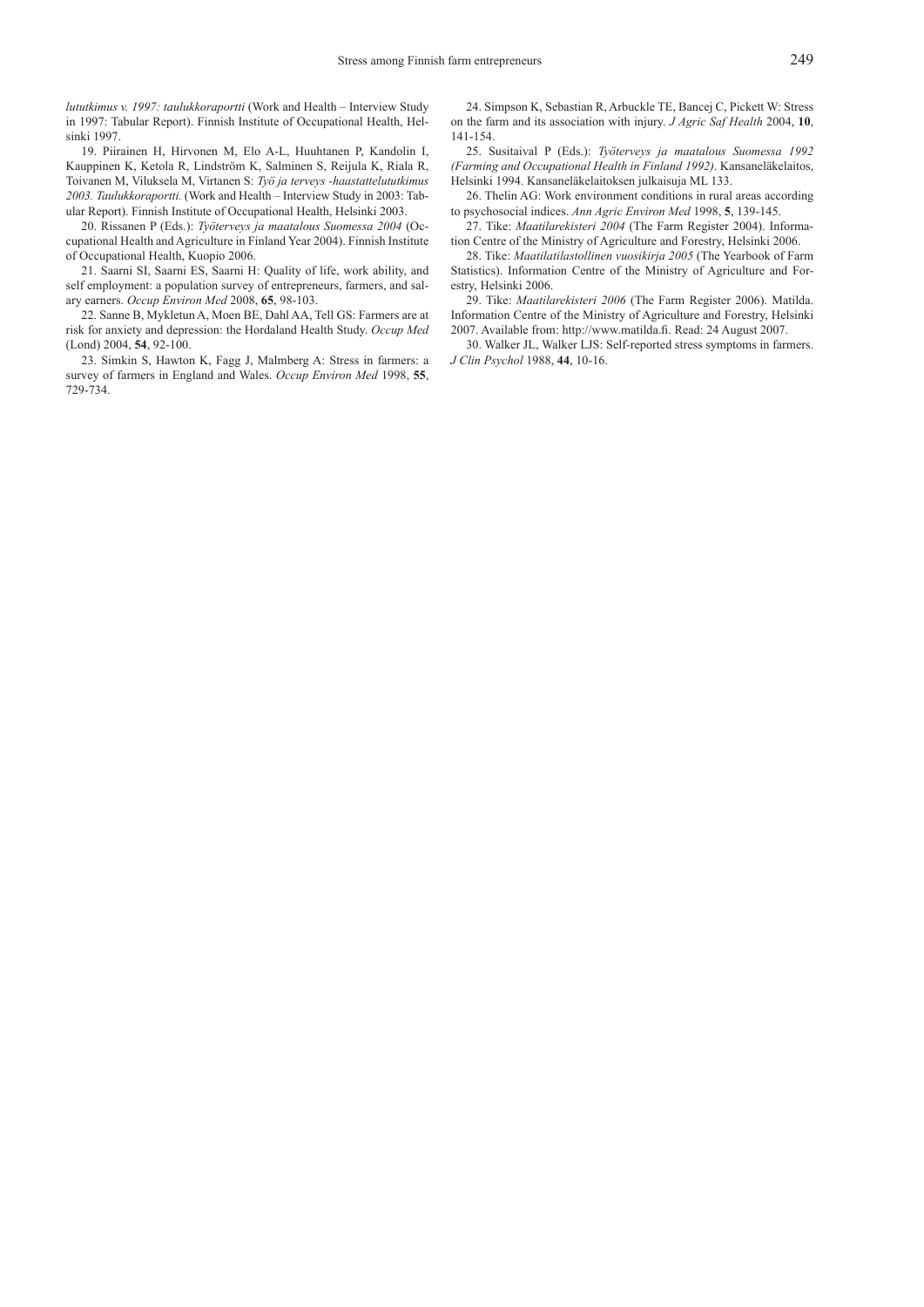*lututkimus v. 1997: taulukkoraportti* (Work and Health – Interview Study in 1997: Tabular Report). Finnish Institute of Occupational Health, Helsinki 1997.

19. Piirainen H, Hirvonen M, Elo A-L, Huuhtanen P, Kandolin I, Kauppinen K, Ketola R, Lindström K, Salminen S, Reijula K, Riala R, Toivanen M, Viluksela M, Virtanen S: *Työ ja terveys -haastattelututkimus 2003. Taulukkoraportti.* (Work and Health – Interview Study in 2003: Tabular Report). Finnish Institute of Occupational Health, Helsinki 2003.

20. Rissanen P (Eds.): *Työterveys ja maatalous Suomessa 2004* (Occupational Health and Agriculture in Finland Year 2004). Finnish Institute of Occupational Health, Kuopio 2006.

21. Saarni SI, Saarni ES, Saarni H: Quality of life, work ability, and self employment: a population survey of entrepreneurs, farmers, and salary earners. *Occup Environ Med* 2008, **65**, 98-103.

22. Sanne B, Mykletun A, Moen BE, Dahl AA, Tell GS: Farmers are at risk for anxiety and depression: the Hordaland Health Study. *Occup Med* (Lond) 2004, **54**, 92-100.

23. Simkin S, Hawton K, Fagg J, Malmberg A: Stress in farmers: a survey of farmers in England and Wales. *Occup Environ Med* 1998, **55**, 729-734.

24. Simpson K, Sebastian R, Arbuckle TE, Bancej C, Pickett W: Stress on the farm and its association with injury. *J Agric Saf Health* 2004, **10**, 141-154.

25. Susitaival P (Eds.): *Työterveys ja maatalous Suomessa 1992 (Farming and Occupational Health in Finland 1992)*. Kansaneläkelaitos, Helsinki 1994. Kansaneläkelaitoksen julkaisuja ML 133.

26. Thelin AG: Work environment conditions in rural areas according to psychosocial indices. *Ann Agric Environ Med* 1998, **5**, 139-145.

27. Tike: *Maatilarekisteri 2004* (The Farm Register 2004). Information Centre of the Ministry of Agriculture and Forestry, Helsinki 2006.

28. Tike: *Maatilatilastollinen vuosikirja 2005* (The Yearbook of Farm Statistics). Information Centre of the Ministry of Agriculture and Forestry, Helsinki 2006.

29. Tike: *Maatilarekisteri 2006* (The Farm Register 2006). Matilda. Information Centre of the Ministry of Agriculture and Forestry, Helsinki 2007. Available from: http://www.matilda.fi. Read: 24 August 2007.

30. Walker JL, Walker LJS: Self-reported stress symptoms in farmers. *J Clin Psychol* 1988, **44**, 10-16.